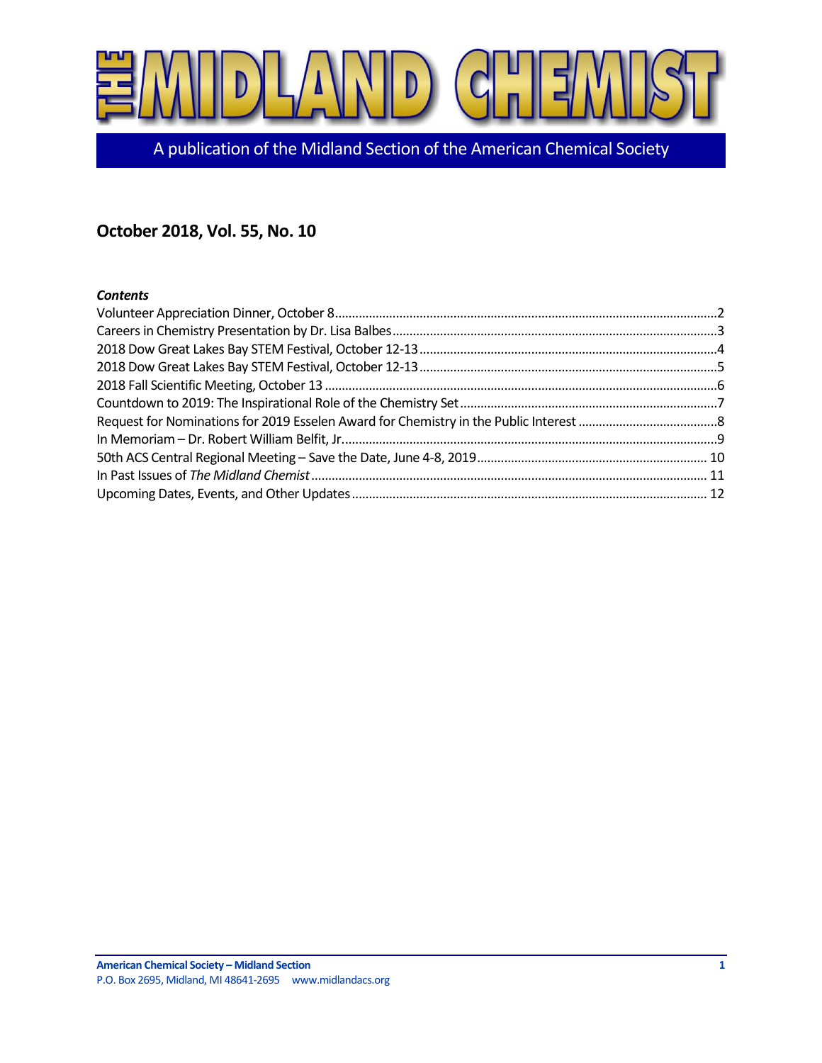# THE MIDLAND CHEMIST

A publication of the Midland Section of the American Chemical Society

## October 2018, Vol. 55, No. 10

***Contents***

Volunteer Appreciation Dinner, October 8 ... 2
Careers in Chemistry Presentation by Dr. Lisa Balbes ... 3
2018 Dow Great Lakes Bay STEM Festival, October 12-13 ... 4
2018 Dow Great Lakes Bay STEM Festival, October 12-13 ... 5
2018 Fall Scientific Meeting, October 13 ... 6
Countdown to 2019: The Inspirational Role of the Chemistry Set ... 7
Request for Nominations for 2019 Esselen Award for Chemistry in the Public Interest ... 8
In Memoriam – Dr. Robert William Belfit, Jr. ... 9
50th ACS Central Regional Meeting – Save the Date, June 4-8, 2019 ... 10
In Past Issues of *The Midland Chemist* ... 11
Upcoming Dates, Events, and Other Updates ... 12

**American Chemical Society – Midland Section**
P.O. Box 2695, Midland, MI 48641-2695 www.midlandacs.org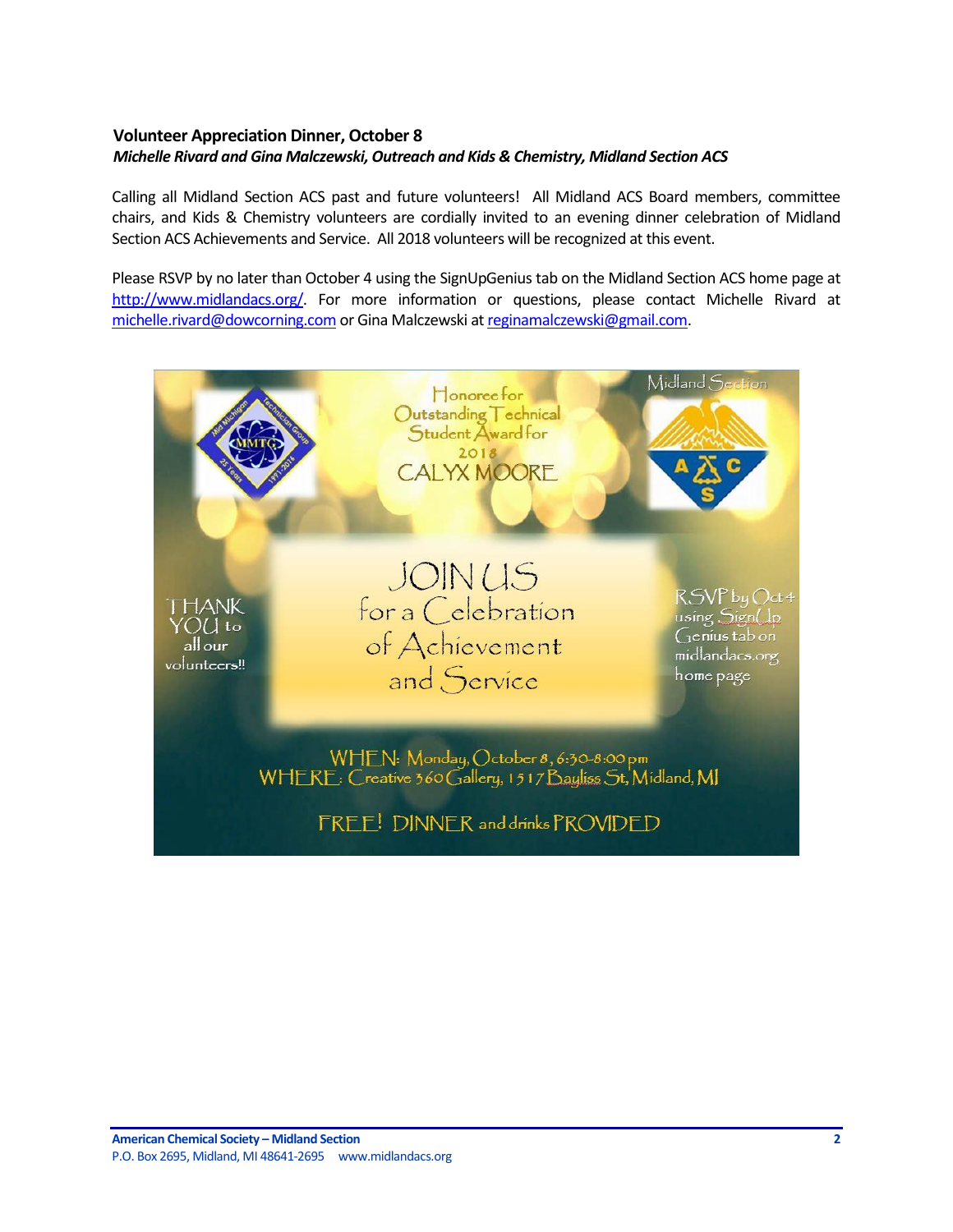### Volunteer Appreciation Dinner, October 8

***Michelle Rivard and Gina Malczewski, Outreach and Kids & Chemistry, Midland Section ACS***

Calling all Midland Section ACS past and future volunteers! All Midland ACS Board members, committee chairs, and Kids & Chemistry volunteers are cordially invited to an evening dinner celebration of Midland Section ACS Achievements and Service. All 2018 volunteers will be recognized at this event.

Please RSVP by no later than October 4 using the SignUpGenius tab on the Midland Section ACS home page at http://www.midlandacs.org/. For more information or questions, please contact Michelle Rivard at michelle.rivard@dowcorning.com or Gina Malczewski at reginamalczewski@gmail.com.

Honoree for Outstanding Technical Student Award for 2018

CALYX MOORE

Midland Section

JOIN US for a Celebration of Achievement and Service

THANK YOU to all our volunteers!!

RSVP by Oct 4 using SignUp Genius tab on midlandacs.org home page

WHEN: Monday, October 8, 6:30-8:00 pm

WHERE: Creative 360 Gallery, 1517 Bayliss St, Midland, MI

FREE! DINNER and drinks PROVIDED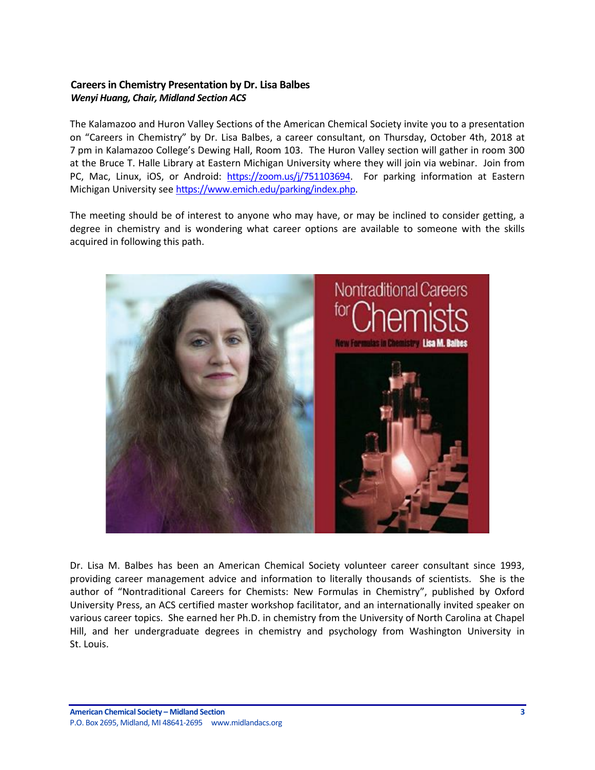### Careers in Chemistry Presentation by Dr. Lisa Balbes

***Wenyi Huang, Chair, Midland Section ACS***

The Kalamazoo and Huron Valley Sections of the American Chemical Society invite you to a presentation on "Careers in Chemistry" by Dr. Lisa Balbes, a career consultant, on Thursday, October 4th, 2018 at 7 pm in Kalamazoo College's Dewing Hall, Room 103. The Huron Valley section will gather in room 300 at the Bruce T. Halle Library at Eastern Michigan University where they will join via webinar. Join from PC, Mac, Linux, iOS, or Android: https://zoom.us/j/751103694. For parking information at Eastern Michigan University see https://www.emich.edu/parking/index.php.

The meeting should be of interest to anyone who may have, or may be inclined to consider getting, a degree in chemistry and is wondering what career options are available to someone with the skills acquired in following this path.

Dr. Lisa M. Balbes has been an American Chemical Society volunteer career consultant since 1993, providing career management advice and information to literally thousands of scientists. She is the author of "Nontraditional Careers for Chemists: New Formulas in Chemistry", published by Oxford University Press, an ACS certified master workshop facilitator, and an internationally invited speaker on various career topics. She earned her Ph.D. in chemistry from the University of North Carolina at Chapel Hill, and her undergraduate degrees in chemistry and psychology from Washington University in St. Louis.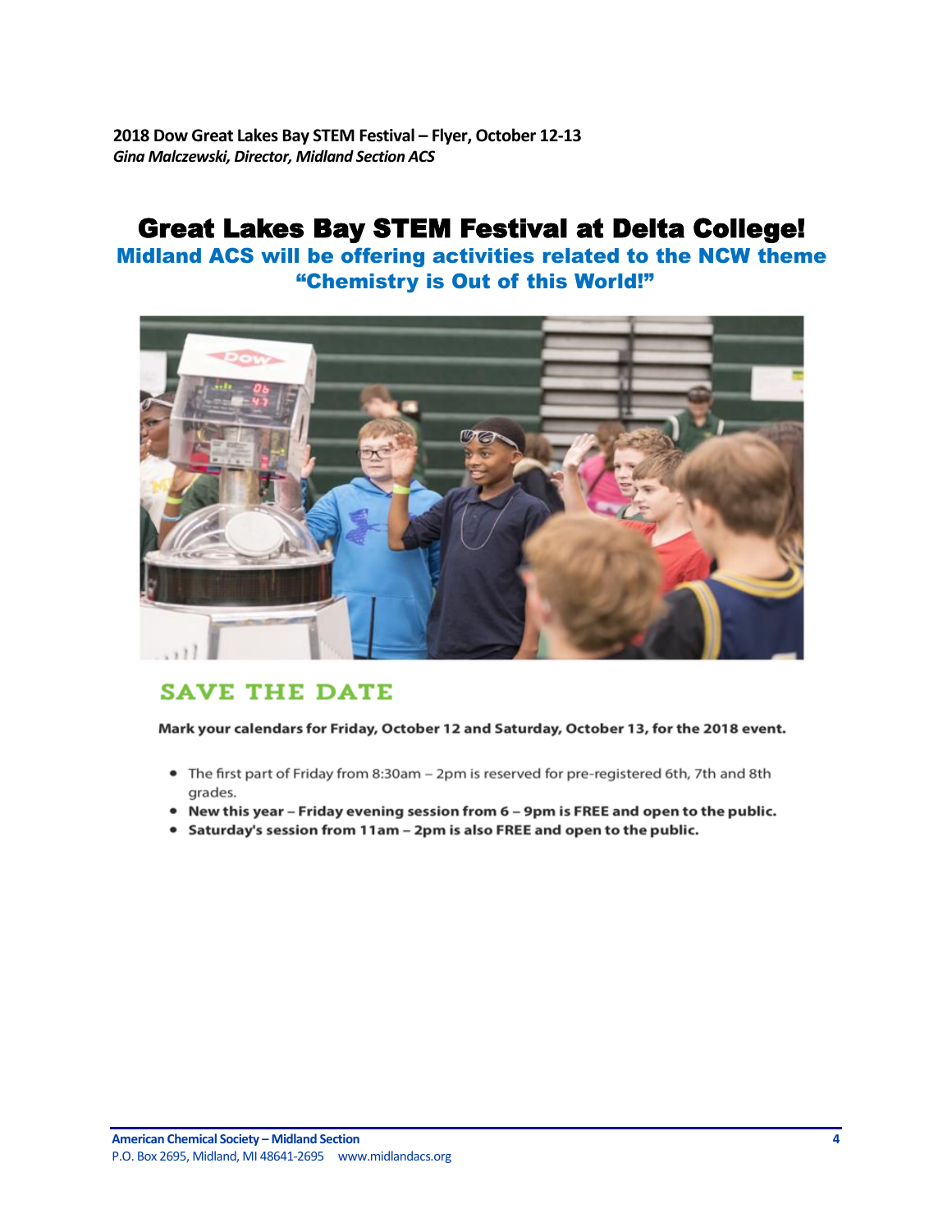**2018 Dow Great Lakes Bay STEM Festival – Flyer, October 12-13**
*Gina Malczewski, Director, Midland Section ACS*

# Great Lakes Bay STEM Festival at Delta College!

## Midland ACS will be offering activities related to the NCW theme "Chemistry is Out of this World!"

## SAVE THE DATE

**Mark your calendars for Friday, October 12 and Saturday, October 13, for the 2018 event.**

- The first part of Friday from 8:30am – 2pm is reserved for pre-registered 6th, 7th and 8th grades.
- **New this year – Friday evening session from 6 – 9pm is FREE and open to the public.**
- **Saturday's session from 11am – 2pm is also FREE and open to the public.**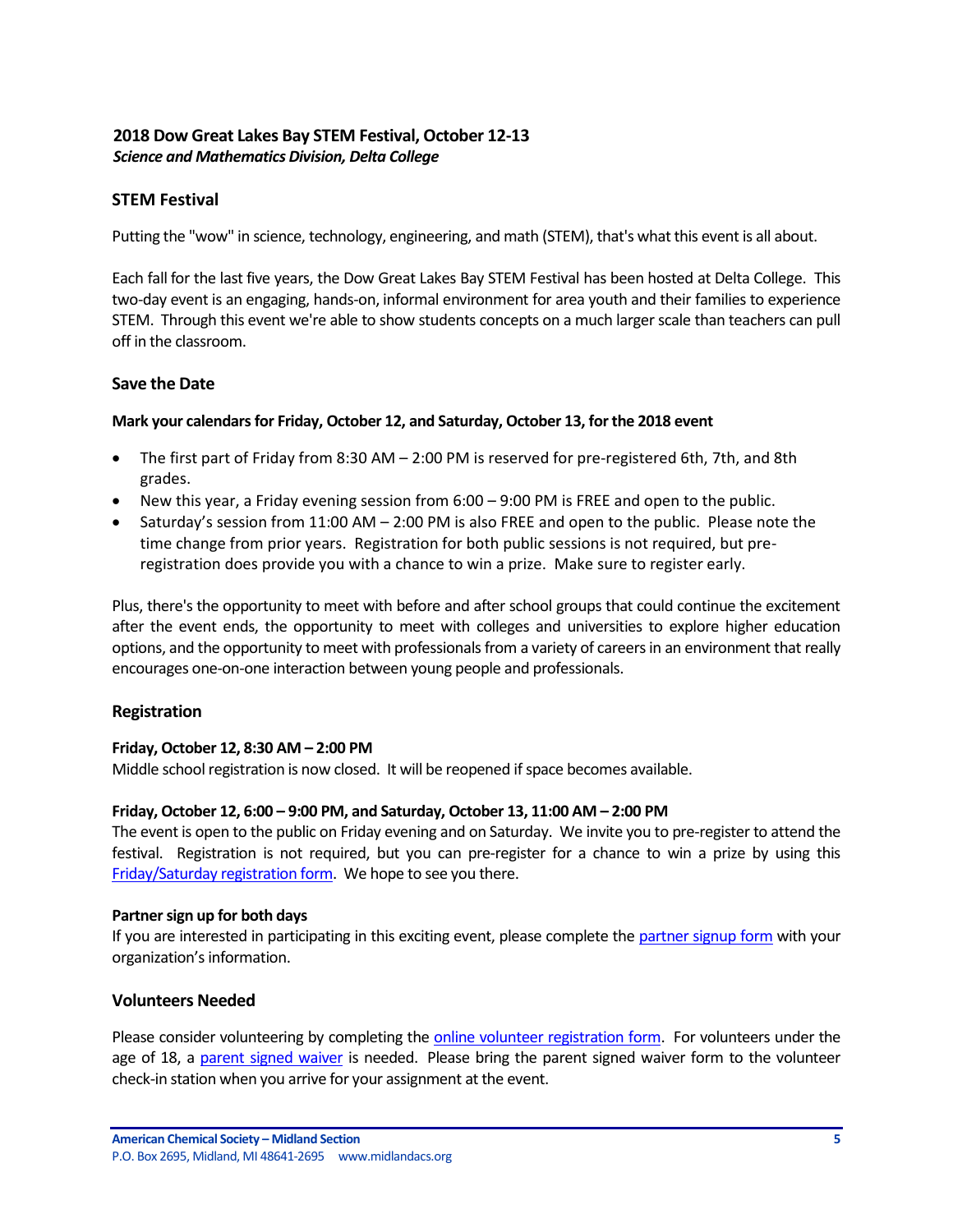### 2018 Dow Great Lakes Bay STEM Festival, October 12-13

***Science and Mathematics Division, Delta College***

## STEM Festival

Putting the "wow" in science, technology, engineering, and math (STEM), that's what this event is all about.

Each fall for the last five years, the Dow Great Lakes Bay STEM Festival has been hosted at Delta College. This two-day event is an engaging, hands-on, informal environment for area youth and their families to experience STEM. Through this event we're able to show students concepts on a much larger scale than teachers can pull off in the classroom.

## Save the Date

**Mark your calendars for Friday, October 12, and Saturday, October 13, for the 2018 event**

- The first part of Friday from 8:30 AM – 2:00 PM is reserved for pre-registered 6th, 7th, and 8th grades.
- New this year, a Friday evening session from 6:00 – 9:00 PM is FREE and open to the public.
- Saturday's session from 11:00 AM – 2:00 PM is also FREE and open to the public. Please note the time change from prior years. Registration for both public sessions is not required, but pre-registration does provide you with a chance to win a prize. Make sure to register early.

Plus, there's the opportunity to meet with before and after school groups that could continue the excitement after the event ends, the opportunity to meet with colleges and universities to explore higher education options, and the opportunity to meet with professionals from a variety of careers in an environment that really encourages one-on-one interaction between young people and professionals.

## Registration

**Friday, October 12, 8:30 AM – 2:00 PM**
Middle school registration is now closed. It will be reopened if space becomes available.

**Friday, October 12, 6:00 – 9:00 PM, and Saturday, October 13, 11:00 AM – 2:00 PM**
The event is open to the public on Friday evening and on Saturday. We invite you to pre-register to attend the festival. Registration is not required, but you can pre-register for a chance to win a prize by using this Friday/Saturday registration form. We hope to see you there.

**Partner sign up for both days**
If you are interested in participating in this exciting event, please complete the partner signup form with your organization's information.

## Volunteers Needed

Please consider volunteering by completing the online volunteer registration form. For volunteers under the age of 18, a parent signed waiver is needed. Please bring the parent signed waiver form to the volunteer check-in station when you arrive for your assignment at the event.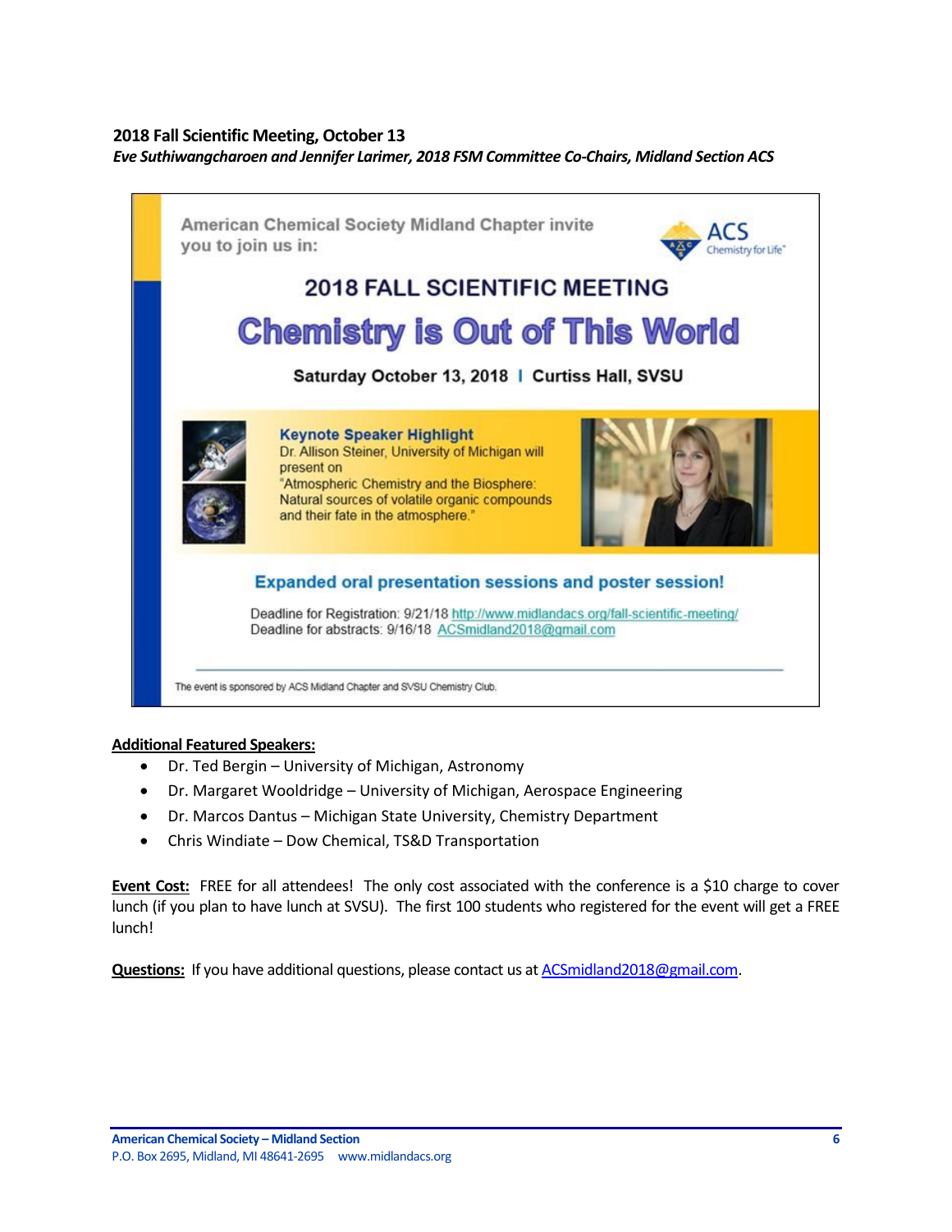## 2018 Fall Scientific Meeting, October 13

*Eve Suthiwangcharoen and Jennifer Larimer, 2018 FSM Committee Co-Chairs, Midland Section ACS*

American Chemical Society Midland Chapter invite you to join us in:

### 2018 FALL SCIENTIFIC MEETING

# Chemistry is Out of This World

**Saturday October 13, 2018 | Curtiss Hall, SVSU**

**Keynote Speaker Highlight**
Dr. Allison Steiner, University of Michigan will present on "Atmospheric Chemistry and the Biosphere: Natural sources of volatile organic compounds and their fate in the atmosphere."

**Expanded oral presentation sessions and poster session!**

Deadline for Registration: 9/21/18 http://www.midlandacs.org/fall-scientific-meeting/
Deadline for abstracts: 9/16/18 ACSmidland2018@gmail.com

The event is sponsored by ACS Midland Chapter and SVSU Chemistry Club.

**Additional Featured Speakers:**

- Dr. Ted Bergin – University of Michigan, Astronomy
- Dr. Margaret Wooldridge – University of Michigan, Aerospace Engineering
- Dr. Marcos Dantus – Michigan State University, Chemistry Department
- Chris Windiate – Dow Chemical, TS&D Transportation

**Event Cost:** FREE for all attendees! The only cost associated with the conference is a $10 charge to cover lunch (if you plan to have lunch at SVSU). The first 100 students who registered for the event will get a FREE lunch!

**Questions:** If you have additional questions, please contact us at ACSmidland2018@gmail.com.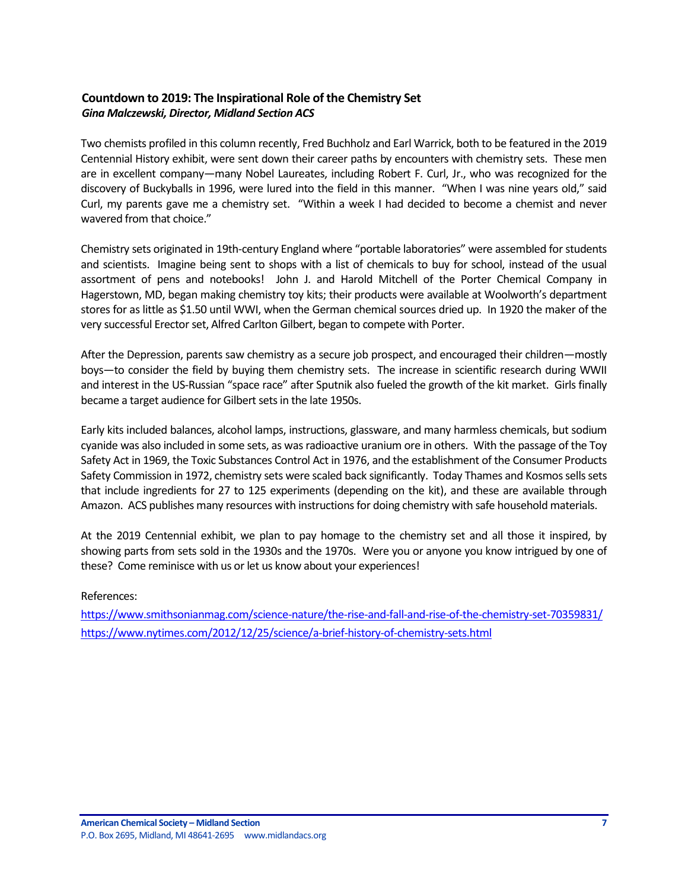## Countdown to 2019: The Inspirational Role of the Chemistry Set

***Gina Malczewski, Director, Midland Section ACS***

Two chemists profiled in this column recently, Fred Buchholz and Earl Warrick, both to be featured in the 2019 Centennial History exhibit, were sent down their career paths by encounters with chemistry sets. These men are in excellent company—many Nobel Laureates, including Robert F. Curl, Jr., who was recognized for the discovery of Buckyballs in 1996, were lured into the field in this manner. "When I was nine years old," said Curl, my parents gave me a chemistry set. "Within a week I had decided to become a chemist and never wavered from that choice."

Chemistry sets originated in 19th-century England where "portable laboratories" were assembled for students and scientists. Imagine being sent to shops with a list of chemicals to buy for school, instead of the usual assortment of pens and notebooks! John J. and Harold Mitchell of the Porter Chemical Company in Hagerstown, MD, began making chemistry toy kits; their products were available at Woolworth's department stores for as little as $1.50 until WWI, when the German chemical sources dried up. In 1920 the maker of the very successful Erector set, Alfred Carlton Gilbert, began to compete with Porter.

After the Depression, parents saw chemistry as a secure job prospect, and encouraged their children—mostly boys—to consider the field by buying them chemistry sets. The increase in scientific research during WWII and interest in the US-Russian "space race" after Sputnik also fueled the growth of the kit market. Girls finally became a target audience for Gilbert sets in the late 1950s.

Early kits included balances, alcohol lamps, instructions, glassware, and many harmless chemicals, but sodium cyanide was also included in some sets, as was radioactive uranium ore in others. With the passage of the Toy Safety Act in 1969, the Toxic Substances Control Act in 1976, and the establishment of the Consumer Products Safety Commission in 1972, chemistry sets were scaled back significantly. Today Thames and Kosmos sells sets that include ingredients for 27 to 125 experiments (depending on the kit), and these are available through Amazon. ACS publishes many resources with instructions for doing chemistry with safe household materials.

At the 2019 Centennial exhibit, we plan to pay homage to the chemistry set and all those it inspired, by showing parts from sets sold in the 1930s and the 1970s. Were you or anyone you know intrigued by one of these? Come reminisce with us or let us know about your experiences!

References:

https://www.smithsonianmag.com/science-nature/the-rise-and-fall-and-rise-of-the-chemistry-set-70359831/

https://www.nytimes.com/2012/12/25/science/a-brief-history-of-chemistry-sets.html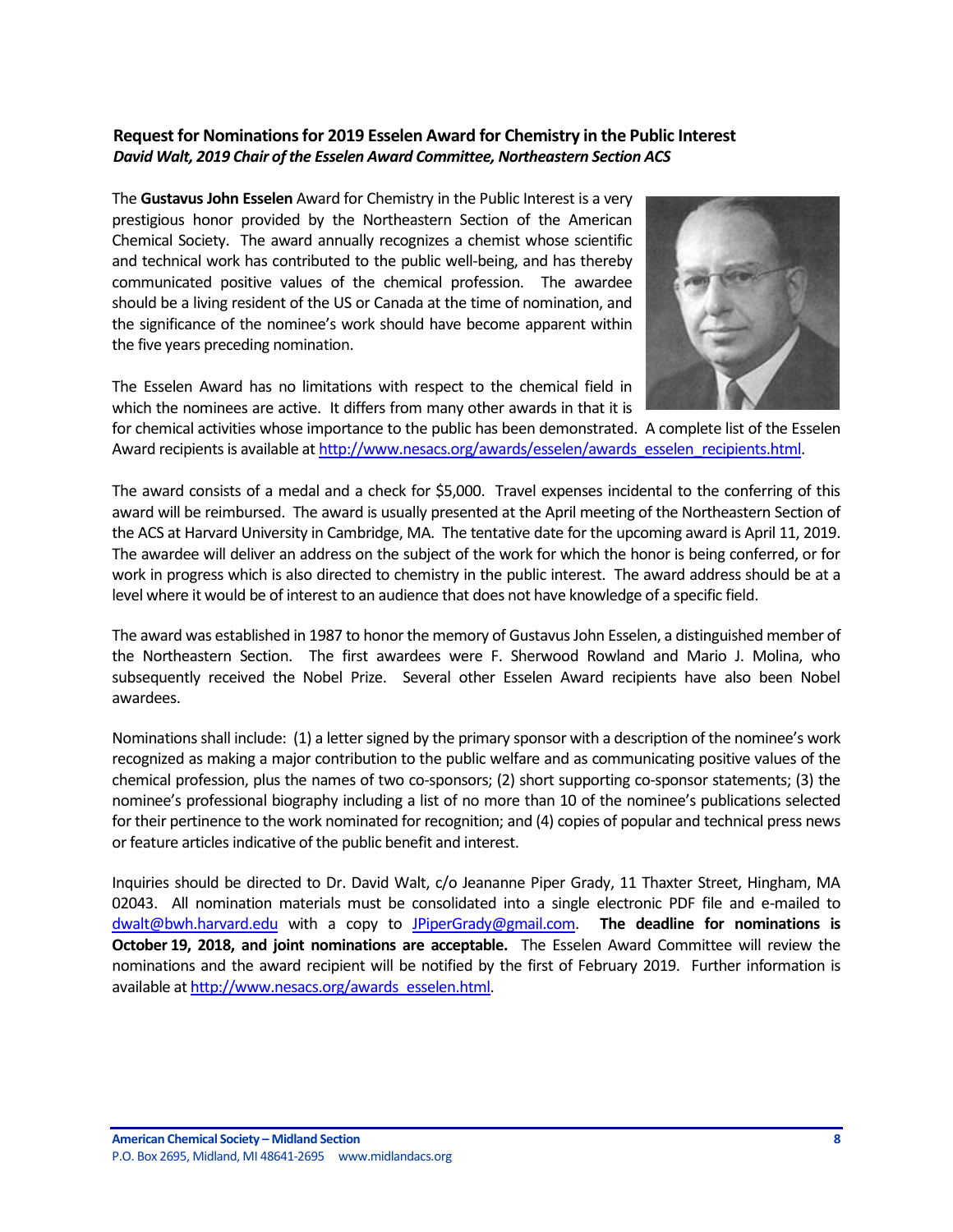### Request for Nominations for 2019 Esselen Award for Chemistry in the Public Interest

***David Walt, 2019 Chair of the Esselen Award Committee, Northeastern Section ACS***

The **Gustavus John Esselen** Award for Chemistry in the Public Interest is a very prestigious honor provided by the Northeastern Section of the American Chemical Society. The award annually recognizes a chemist whose scientific and technical work has contributed to the public well-being, and has thereby communicated positive values of the chemical profession. The awardee should be a living resident of the US or Canada at the time of nomination, and the significance of the nominee's work should have become apparent within the five years preceding nomination.

The Esselen Award has no limitations with respect to the chemical field in which the nominees are active. It differs from many other awards in that it is for chemical activities whose importance to the public has been demonstrated. A complete list of the Esselen Award recipients is available at http://www.nesacs.org/awards/esselen/awards_esselen_recipients.html.

The award consists of a medal and a check for $5,000. Travel expenses incidental to the conferring of this award will be reimbursed. The award is usually presented at the April meeting of the Northeastern Section of the ACS at Harvard University in Cambridge, MA. The tentative date for the upcoming award is April 11, 2019. The awardee will deliver an address on the subject of the work for which the honor is being conferred, or for work in progress which is also directed to chemistry in the public interest. The award address should be at a level where it would be of interest to an audience that does not have knowledge of a specific field.

The award was established in 1987 to honor the memory of Gustavus John Esselen, a distinguished member of the Northeastern Section. The first awardees were F. Sherwood Rowland and Mario J. Molina, who subsequently received the Nobel Prize. Several other Esselen Award recipients have also been Nobel awardees.

Nominations shall include: (1) a letter signed by the primary sponsor with a description of the nominee's work recognized as making a major contribution to the public welfare and as communicating positive values of the chemical profession, plus the names of two co-sponsors; (2) short supporting co-sponsor statements; (3) the nominee's professional biography including a list of no more than 10 of the nominee's publications selected for their pertinence to the work nominated for recognition; and (4) copies of popular and technical press news or feature articles indicative of the public benefit and interest.

Inquiries should be directed to Dr. David Walt, c/o Jeananne Piper Grady, 11 Thaxter Street, Hingham, MA 02043. All nomination materials must be consolidated into a single electronic PDF file and e-mailed to dwalt@bwh.harvard.edu with a copy to JPiperGrady@gmail.com. **The deadline for nominations is October 19, 2018, and joint nominations are acceptable.** The Esselen Award Committee will review the nominations and the award recipient will be notified by the first of February 2019. Further information is available at http://www.nesacs.org/awards_esselen.html.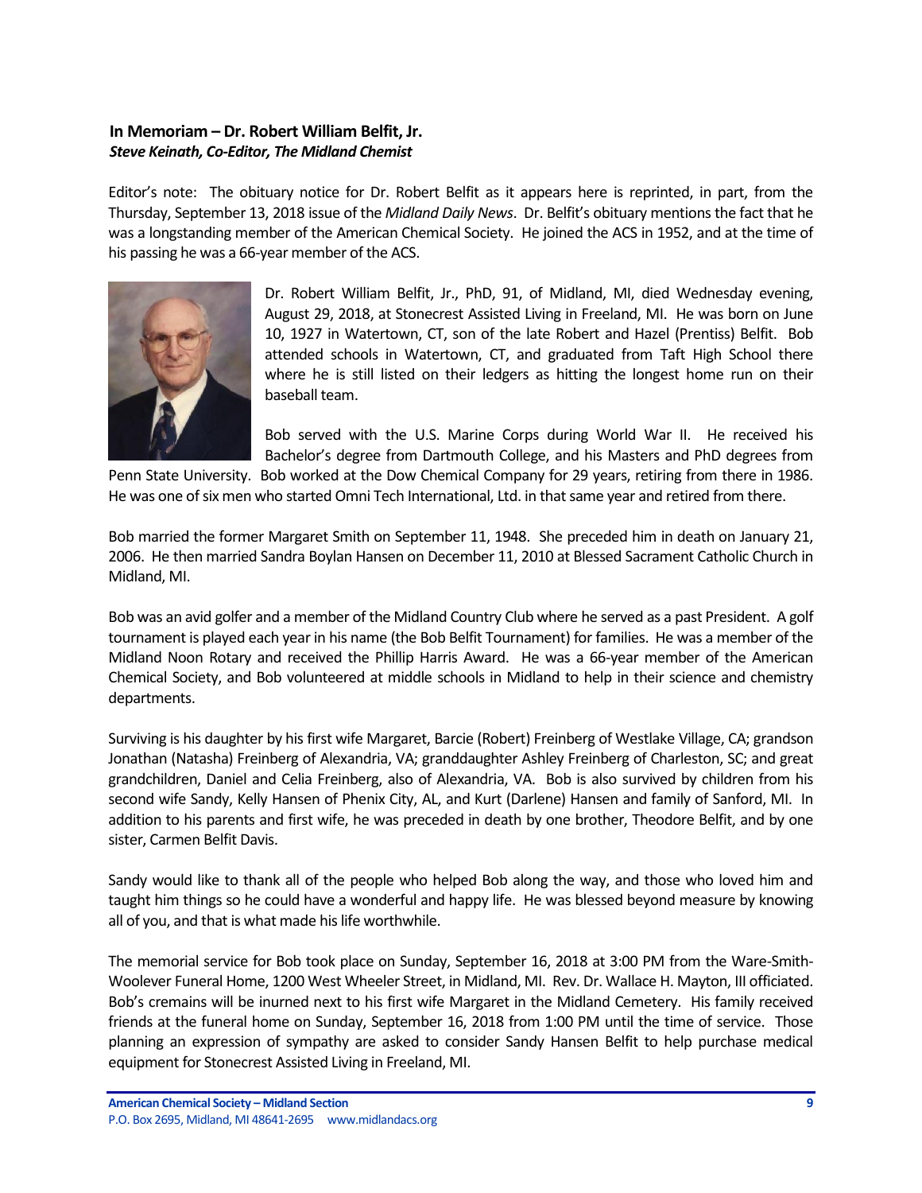## In Memoriam – Dr. Robert William Belfit, Jr.

***Steve Keinath, Co-Editor, The Midland Chemist***

Editor's note: The obituary notice for Dr. Robert Belfit as it appears here is reprinted, in part, from the Thursday, September 13, 2018 issue of the *Midland Daily News*. Dr. Belfit's obituary mentions the fact that he was a longstanding member of the American Chemical Society. He joined the ACS in 1952, and at the time of his passing he was a 66-year member of the ACS.

Dr. Robert William Belfit, Jr., PhD, 91, of Midland, MI, died Wednesday evening, August 29, 2018, at Stonecrest Assisted Living in Freeland, MI. He was born on June 10, 1927 in Watertown, CT, son of the late Robert and Hazel (Prentiss) Belfit. Bob attended schools in Watertown, CT, and graduated from Taft High School there where he is still listed on their ledgers as hitting the longest home run on their baseball team.

Bob served with the U.S. Marine Corps during World War II. He received his Bachelor's degree from Dartmouth College, and his Masters and PhD degrees from Penn State University. Bob worked at the Dow Chemical Company for 29 years, retiring from there in 1986. He was one of six men who started Omni Tech International, Ltd. in that same year and retired from there.

Bob married the former Margaret Smith on September 11, 1948. She preceded him in death on January 21, 2006. He then married Sandra Boylan Hansen on December 11, 2010 at Blessed Sacrament Catholic Church in Midland, MI.

Bob was an avid golfer and a member of the Midland Country Club where he served as a past President. A golf tournament is played each year in his name (the Bob Belfit Tournament) for families. He was a member of the Midland Noon Rotary and received the Phillip Harris Award. He was a 66-year member of the American Chemical Society, and Bob volunteered at middle schools in Midland to help in their science and chemistry departments.

Surviving is his daughter by his first wife Margaret, Barcie (Robert) Freinberg of Westlake Village, CA; grandson Jonathan (Natasha) Freinberg of Alexandria, VA; granddaughter Ashley Freinberg of Charleston, SC; and great grandchildren, Daniel and Celia Freinberg, also of Alexandria, VA. Bob is also survived by children from his second wife Sandy, Kelly Hansen of Phenix City, AL, and Kurt (Darlene) Hansen and family of Sanford, MI. In addition to his parents and first wife, he was preceded in death by one brother, Theodore Belfit, and by one sister, Carmen Belfit Davis.

Sandy would like to thank all of the people who helped Bob along the way, and those who loved him and taught him things so he could have a wonderful and happy life. He was blessed beyond measure by knowing all of you, and that is what made his life worthwhile.

The memorial service for Bob took place on Sunday, September 16, 2018 at 3:00 PM from the Ware-Smith-Woolever Funeral Home, 1200 West Wheeler Street, in Midland, MI. Rev. Dr. Wallace H. Mayton, III officiated. Bob's cremains will be inurned next to his first wife Margaret in the Midland Cemetery. His family received friends at the funeral home on Sunday, September 16, 2018 from 1:00 PM until the time of service. Those planning an expression of sympathy are asked to consider Sandy Hansen Belfit to help purchase medical equipment for Stonecrest Assisted Living in Freeland, MI.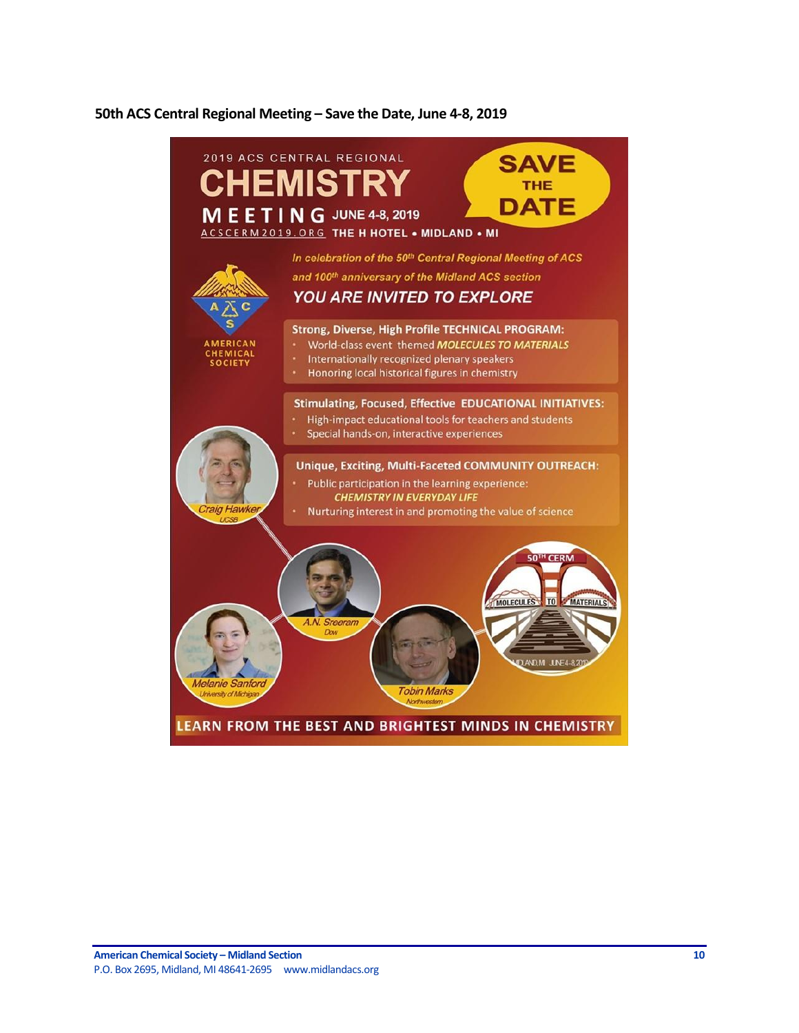**50th ACS Central Regional Meeting – Save the Date, June 4-8, 2019**

2019 ACS CENTRAL REGIONAL

# CHEMISTRY MEETING

JUNE 4-8, 2019

ACSCERM2019.ORG THE H HOTEL • MIDLAND • MI

**SAVE THE DATE**

*In celebration of the 50th Central Regional Meeting of ACS and 100th anniversary of the Midland ACS section*

***YOU ARE INVITED TO EXPLORE***

AMERICAN CHEMICAL SOCIETY

**Strong, Diverse, High Profile TECHNICAL PROGRAM:**

- World-class event themed ***MOLECULES TO MATERIALS***
- Internationally recognized plenary speakers
- Honoring local historical figures in chemistry

**Stimulating, Focused, Effective EDUCATIONAL INITIATIVES:**

- High-impact educational tools for teachers and students
- Special hands-on, interactive experiences

**Unique, Exciting, Multi-Faceted COMMUNITY OUTREACH:**

- Public participation in the learning experience: ***CHEMISTRY IN EVERYDAY LIFE***
- Nurturing interest in and promoting the value of science

*Craig Hawker* – *UCSB*

*A.N. Sreeram* – *Dow*

*Melanie Sanford* – *University of Michigan*

*Tobin Marks* – *Northwestern*

50TH CERM – MOLECULES TO MATERIALS – MIDLAND, MI JUNE 4-8 2019

**LEARN FROM THE BEST AND BRIGHTEST MINDS IN CHEMISTRY**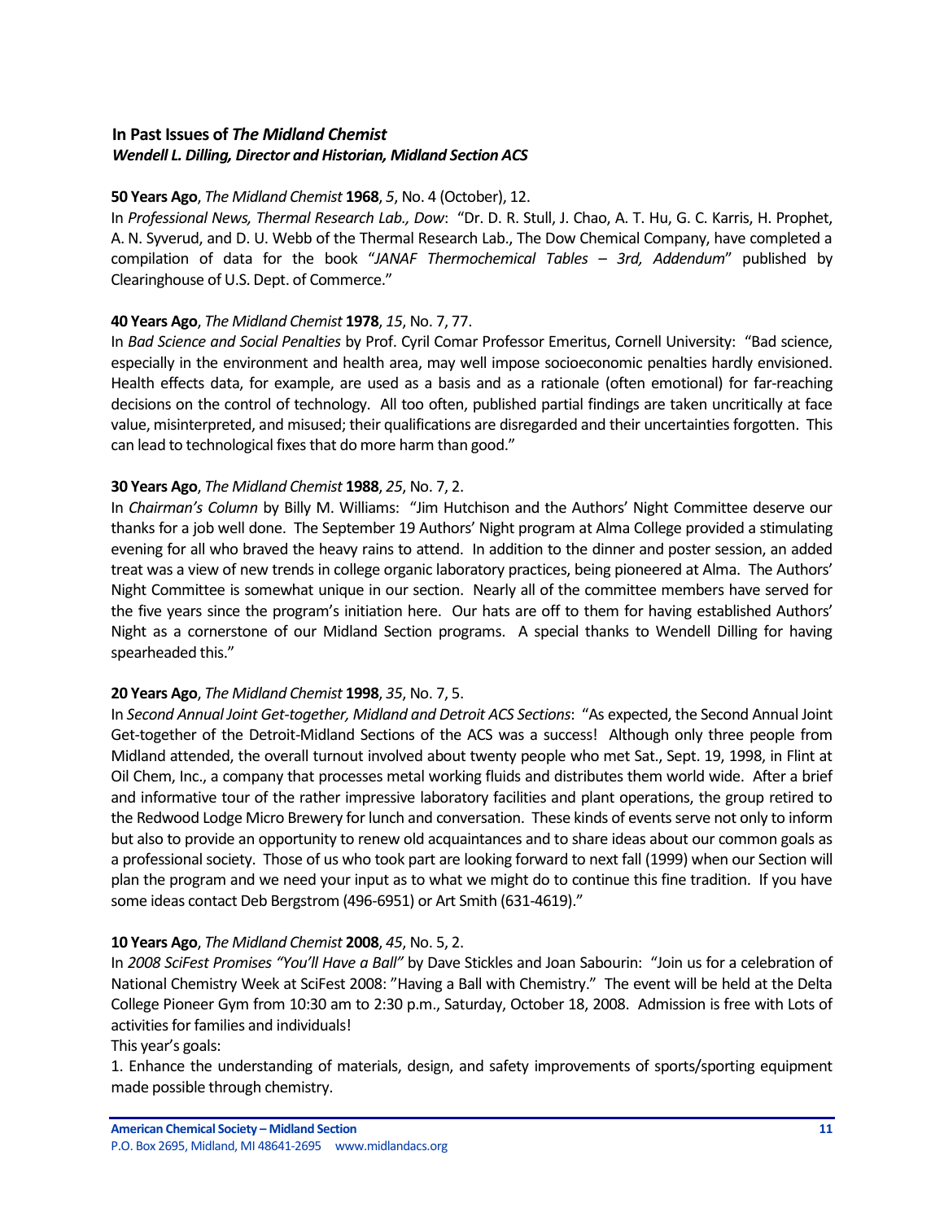### In Past Issues of *The Midland Chemist*

***Wendell L. Dilling, Director and Historian, Midland Section ACS***

**50 Years Ago**, *The Midland Chemist* **1968**, *5*, No. 4 (October), 12.

In *Professional News, Thermal Research Lab., Dow*: "Dr. D. R. Stull, J. Chao, A. T. Hu, G. C. Karris, H. Prophet, A. N. Syverud, and D. U. Webb of the Thermal Research Lab., The Dow Chemical Company, have completed a compilation of data for the book "*JANAF Thermochemical Tables – 3rd, Addendum*" published by Clearinghouse of U.S. Dept. of Commerce."

**40 Years Ago**, *The Midland Chemist* **1978**, *15*, No. 7, 77.

In *Bad Science and Social Penalties* by Prof. Cyril Comar Professor Emeritus, Cornell University: "Bad science, especially in the environment and health area, may well impose socioeconomic penalties hardly envisioned. Health effects data, for example, are used as a basis and as a rationale (often emotional) for far-reaching decisions on the control of technology. All too often, published partial findings are taken uncritically at face value, misinterpreted, and misused; their qualifications are disregarded and their uncertainties forgotten. This can lead to technological fixes that do more harm than good."

**30 Years Ago**, *The Midland Chemist* **1988**, *25*, No. 7, 2.

In *Chairman's Column* by Billy M. Williams: "Jim Hutchison and the Authors' Night Committee deserve our thanks for a job well done. The September 19 Authors' Night program at Alma College provided a stimulating evening for all who braved the heavy rains to attend. In addition to the dinner and poster session, an added treat was a view of new trends in college organic laboratory practices, being pioneered at Alma. The Authors' Night Committee is somewhat unique in our section. Nearly all of the committee members have served for the five years since the program's initiation here. Our hats are off to them for having established Authors' Night as a cornerstone of our Midland Section programs. A special thanks to Wendell Dilling for having spearheaded this."

**20 Years Ago**, *The Midland Chemist* **1998**, *35*, No. 7, 5.

In *Second Annual Joint Get-together, Midland and Detroit ACS Sections*: "As expected, the Second Annual Joint Get-together of the Detroit-Midland Sections of the ACS was a success! Although only three people from Midland attended, the overall turnout involved about twenty people who met Sat., Sept. 19, 1998, in Flint at Oil Chem, Inc., a company that processes metal working fluids and distributes them world wide. After a brief and informative tour of the rather impressive laboratory facilities and plant operations, the group retired to the Redwood Lodge Micro Brewery for lunch and conversation. These kinds of events serve not only to inform but also to provide an opportunity to renew old acquaintances and to share ideas about our common goals as a professional society. Those of us who took part are looking forward to next fall (1999) when our Section will plan the program and we need your input as to what we might do to continue this fine tradition. If you have some ideas contact Deb Bergstrom (496-6951) or Art Smith (631-4619)."

**10 Years Ago**, *The Midland Chemist* **2008**, *45*, No. 5, 2.

In *2008 SciFest Promises "You'll Have a Ball"* by Dave Stickles and Joan Sabourin: "Join us for a celebration of National Chemistry Week at SciFest 2008: "Having a Ball with Chemistry." The event will be held at the Delta College Pioneer Gym from 10:30 am to 2:30 p.m., Saturday, October 18, 2008. Admission is free with Lots of activities for families and individuals!

This year's goals:

1. Enhance the understanding of materials, design, and safety improvements of sports/sporting equipment made possible through chemistry.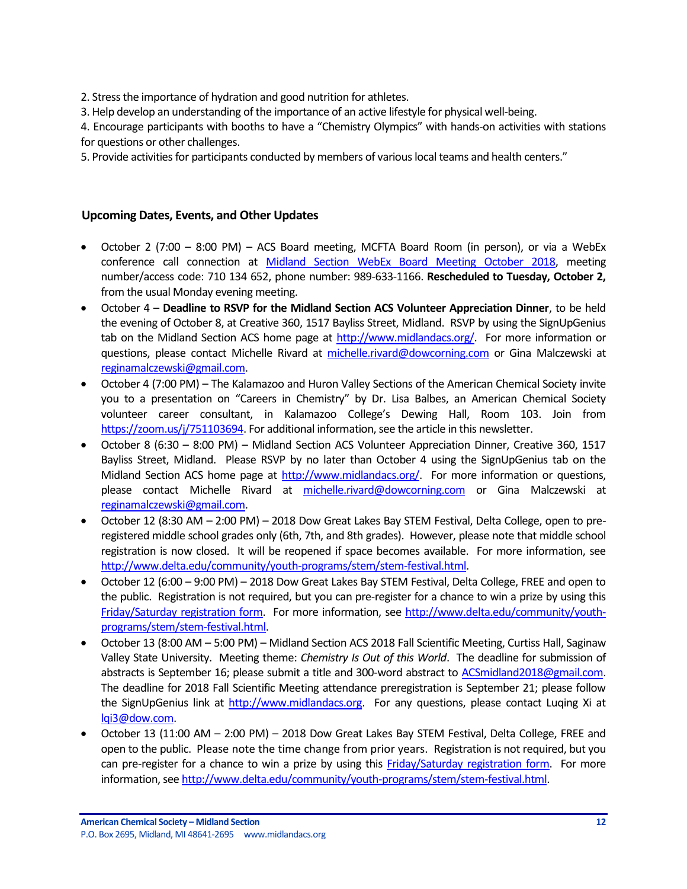2. Stress the importance of hydration and good nutrition for athletes.
3. Help develop an understanding of the importance of an active lifestyle for physical well-being.
4. Encourage participants with booths to have a "Chemistry Olympics" with hands-on activities with stations for questions or other challenges.
5. Provide activities for participants conducted by members of various local teams and health centers."

### Upcoming Dates, Events, and Other Updates

- October 2 (7:00 – 8:00 PM) – ACS Board meeting, MCFTA Board Room (in person), or via a WebEx conference call connection at Midland Section WebEx Board Meeting October 2018, meeting number/access code: 710 134 652, phone number: 989-633-1166. **Rescheduled to Tuesday, October 2,** from the usual Monday evening meeting.
- October 4 – **Deadline to RSVP for the Midland Section ACS Volunteer Appreciation Dinner**, to be held the evening of October 8, at Creative 360, 1517 Bayliss Street, Midland. RSVP by using the SignUpGenius tab on the Midland Section ACS home page at http://www.midlandacs.org/. For more information or questions, please contact Michelle Rivard at michelle.rivard@dowcorning.com or Gina Malczewski at reginamalczewski@gmail.com.
- October 4 (7:00 PM) – The Kalamazoo and Huron Valley Sections of the American Chemical Society invite you to a presentation on "Careers in Chemistry" by Dr. Lisa Balbes, an American Chemical Society volunteer career consultant, in Kalamazoo College's Dewing Hall, Room 103. Join from https://zoom.us/j/751103694. For additional information, see the article in this newsletter.
- October 8 (6:30 – 8:00 PM) – Midland Section ACS Volunteer Appreciation Dinner, Creative 360, 1517 Bayliss Street, Midland. Please RSVP by no later than October 4 using the SignUpGenius tab on the Midland Section ACS home page at http://www.midlandacs.org/. For more information or questions, please contact Michelle Rivard at michelle.rivard@dowcorning.com or Gina Malczewski at reginamalczewski@gmail.com.
- October 12 (8:30 AM – 2:00 PM) – 2018 Dow Great Lakes Bay STEM Festival, Delta College, open to pre-registered middle school grades only (6th, 7th, and 8th grades). However, please note that middle school registration is now closed. It will be reopened if space becomes available. For more information, see http://www.delta.edu/community/youth-programs/stem/stem-festival.html.
- October 12 (6:00 – 9:00 PM) – 2018 Dow Great Lakes Bay STEM Festival, Delta College, FREE and open to the public. Registration is not required, but you can pre-register for a chance to win a prize by using this Friday/Saturday registration form. For more information, see http://www.delta.edu/community/youth-programs/stem/stem-festival.html.
- October 13 (8:00 AM – 5:00 PM) – Midland Section ACS 2018 Fall Scientific Meeting, Curtiss Hall, Saginaw Valley State University. Meeting theme: *Chemistry Is Out of this World*. The deadline for submission of abstracts is September 16; please submit a title and 300-word abstract to ACSmidland2018@gmail.com. The deadline for 2018 Fall Scientific Meeting attendance preregistration is September 21; please follow the SignUpGenius link at http://www.midlandacs.org. For any questions, please contact Luqing Xi at lqi3@dow.com.
- October 13 (11:00 AM – 2:00 PM) – 2018 Dow Great Lakes Bay STEM Festival, Delta College, FREE and open to the public. Please note the time change from prior years. Registration is not required, but you can pre-register for a chance to win a prize by using this Friday/Saturday registration form. For more information, see http://www.delta.edu/community/youth-programs/stem/stem-festival.html.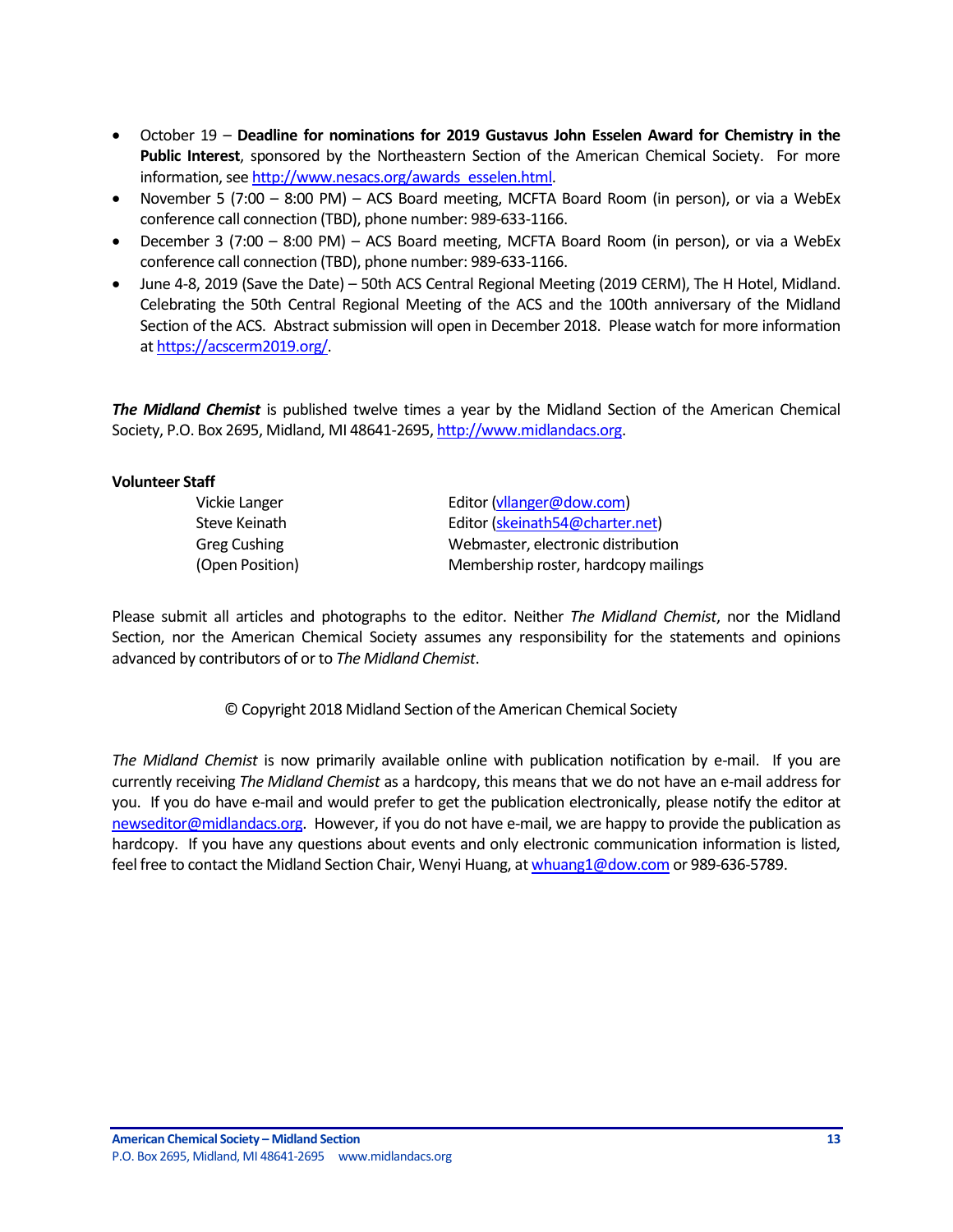- October 19 – **Deadline for nominations for 2019 Gustavus John Esselen Award for Chemistry in the Public Interest**, sponsored by the Northeastern Section of the American Chemical Society. For more information, see http://www.nesacs.org/awards_esselen.html.
- November 5 (7:00 – 8:00 PM) – ACS Board meeting, MCFTA Board Room (in person), or via a WebEx conference call connection (TBD), phone number: 989-633-1166.
- December 3 (7:00 – 8:00 PM) – ACS Board meeting, MCFTA Board Room (in person), or via a WebEx conference call connection (TBD), phone number: 989-633-1166.
- June 4-8, 2019 (Save the Date) – 50th ACS Central Regional Meeting (2019 CERM), The H Hotel, Midland. Celebrating the 50th Central Regional Meeting of the ACS and the 100th anniversary of the Midland Section of the ACS. Abstract submission will open in December 2018. Please watch for more information at https://acscerm2019.org/.

***The Midland Chemist*** is published twelve times a year by the Midland Section of the American Chemical Society, P.O. Box 2695, Midland, MI 48641-2695, http://www.midlandacs.org.

**Volunteer Staff**

| | |
|---|---|
| Vickie Langer | Editor (vllanger@dow.com) |
| Steve Keinath | Editor (skeinath54@charter.net) |
| Greg Cushing | Webmaster, electronic distribution |
| (Open Position) | Membership roster, hardcopy mailings |

Please submit all articles and photographs to the editor. Neither *The Midland Chemist*, nor the Midland Section, nor the American Chemical Society assumes any responsibility for the statements and opinions advanced by contributors of or to *The Midland Chemist*.

© Copyright 2018 Midland Section of the American Chemical Society

*The Midland Chemist* is now primarily available online with publication notification by e-mail. If you are currently receiving *The Midland Chemist* as a hardcopy, this means that we do not have an e-mail address for you. If you do have e-mail and would prefer to get the publication electronically, please notify the editor at newseditor@midlandacs.org. However, if you do not have e-mail, we are happy to provide the publication as hardcopy. If you have any questions about events and only electronic communication information is listed, feel free to contact the Midland Section Chair, Wenyi Huang, at whuang1@dow.com or 989-636-5789.